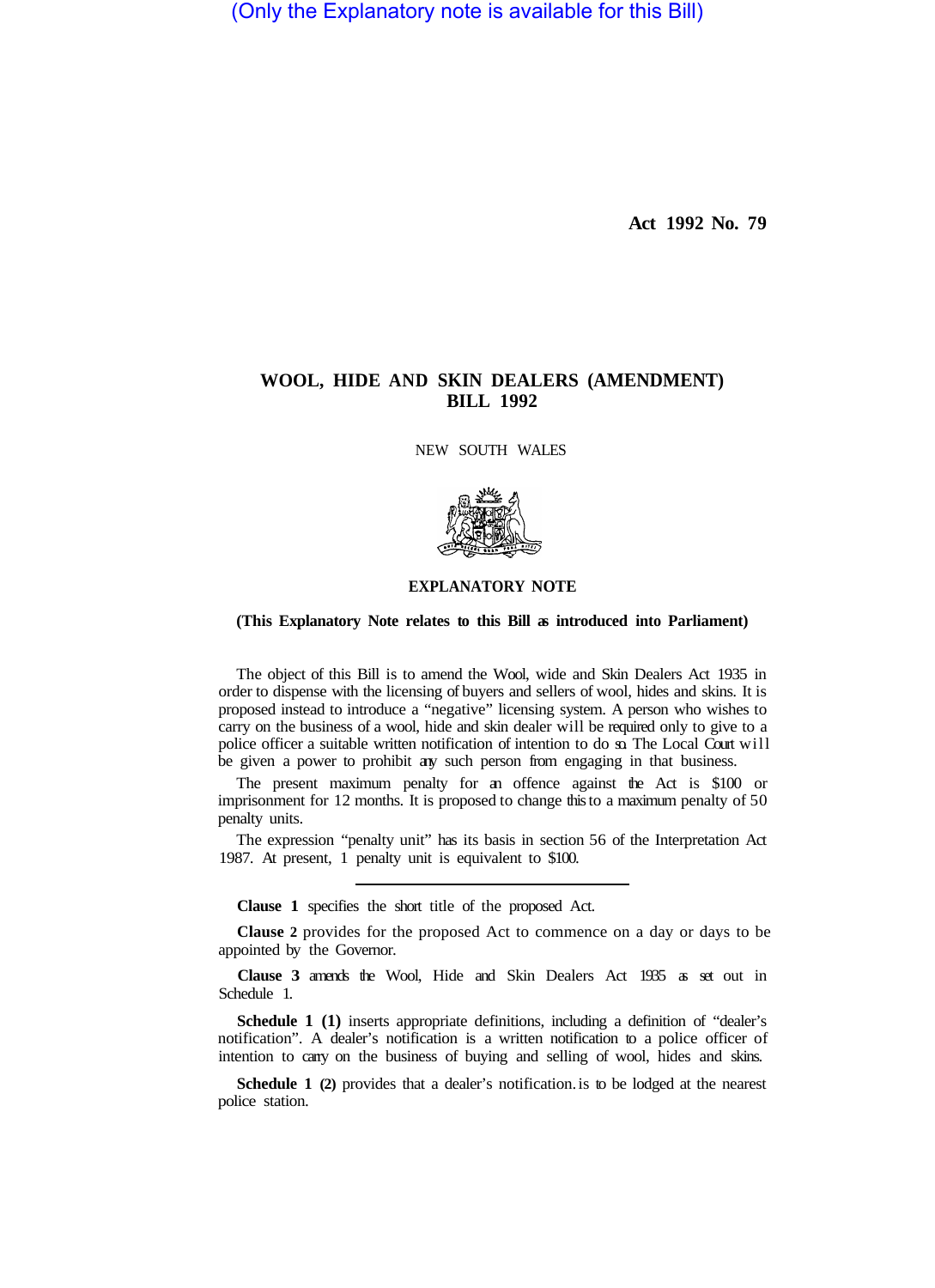(Only the Explanatory note is available for this Bill)

Act 1992 No. 79

# WOOL, HIDE AND SKIN DEALERS (AMENDMENT) BILL 1992

NEW SOUTH WALES

## EXPLANATORY NOTE

**(This Explanatory Note relates to this Bill as introduced into Parliament)**

The object of this Bill is to amend the Wool, wide and Skin Dealers Act 1935 in order to dispense with the licensing of buyers and sellers of wool, hides and skins. It is proposed instead to introduce a "negative" licensing system. A person who wishes to carry on the business of a wool, hide and skin dealer will be required only to give to a police officer a suitable written notification of intention to do so. The Local Court will be given a power to prohibit any such person from engaging in that business.

The present maximum penalty for an offence against the Act is $100 or imprisonment for 12 months. It is proposed to change this to a maximum penalty of 50 penalty units.

The expression "penalty unit" has its basis in section 56 of the Interpretation Act 1987. At present, 1 penalty unit is equivalent to $100.

---

**Clause 1** specifies the short title of the proposed Act.

**Clause 2** provides for the proposed Act to commence on a day or days to be appointed by the Governor.

**Clause 3** amends the Wool, Hide and Skin Dealers Act 1935 as set out in Schedule 1.

**Schedule 1 (1)** inserts appropriate definitions, including a definition of "dealer's notification". A dealer's notification is a written notification to a police officer of intention to carry on the business of buying and selling of wool, hides and skins.

**Schedule 1 (2)** provides that a dealer's notification is to be lodged at the nearest police station.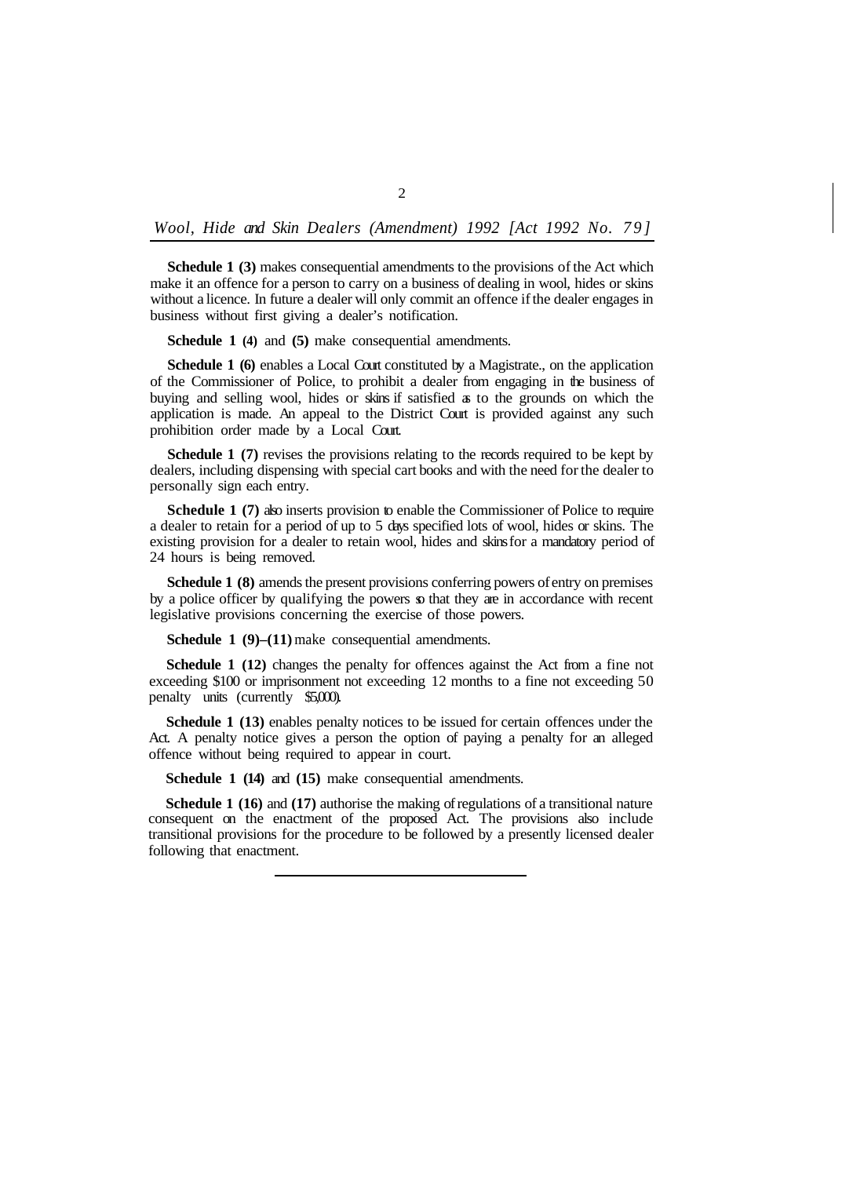**Schedule 1 (3)** makes consequential amendments to the provisions of the Act which make it an offence for a person to carry on a business of dealing in wool, hides or skins without a licence. In future a dealer will only commit an offence if the dealer engages in business without first giving a dealer's notification.

**Schedule 1 (4)** and **(5)** make consequential amendments.

**Schedule 1 (6)** enables a Local Court constituted by a Magistrate., on the application of the Commissioner of Police, to prohibit a dealer from engaging in the business of buying and selling wool, hides or skins if satisfied as to the grounds on which the application is made. An appeal to the District Court is provided against any such prohibition order made by a Local Court.

**Schedule 1 (7)** revises the provisions relating to the records required to be kept by dealers, including dispensing with special cart books and with the need for the dealer to personally sign each entry.

**Schedule 1 (7)** also inserts provision to enable the Commissioner of Police to require a dealer to retain for a period of up to 5 days specified lots of wool, hides or skins. The existing provision for a dealer to retain wool, hides and skins for a mandatory period of 24 hours is being removed.

**Schedule 1 (8)** amends the present provisions conferring powers of entry on premises by a police officer by qualifying the powers so that they are in accordance with recent legislative provisions concerning the exercise of those powers.

**Schedule 1 (9)–(11)** make consequential amendments.

**Schedule 1 (12)** changes the penalty for offences against the Act from a fine not exceeding $100 or imprisonment not exceeding 12 months to a fine not exceeding 50 penalty units (currently $5,000).

**Schedule 1 (13)** enables penalty notices to be issued for certain offences under the Act. A penalty notice gives a person the option of paying a penalty for an alleged offence without being required to appear in court.

**Schedule 1 (14)** and **(15)** make consequential amendments.

**Schedule 1 (16)** and **(17)** authorise the making of regulations of a transitional nature consequent on the enactment of the proposed Act. The provisions also include transitional provisions for the procedure to be followed by a presently licensed dealer following that enactment.